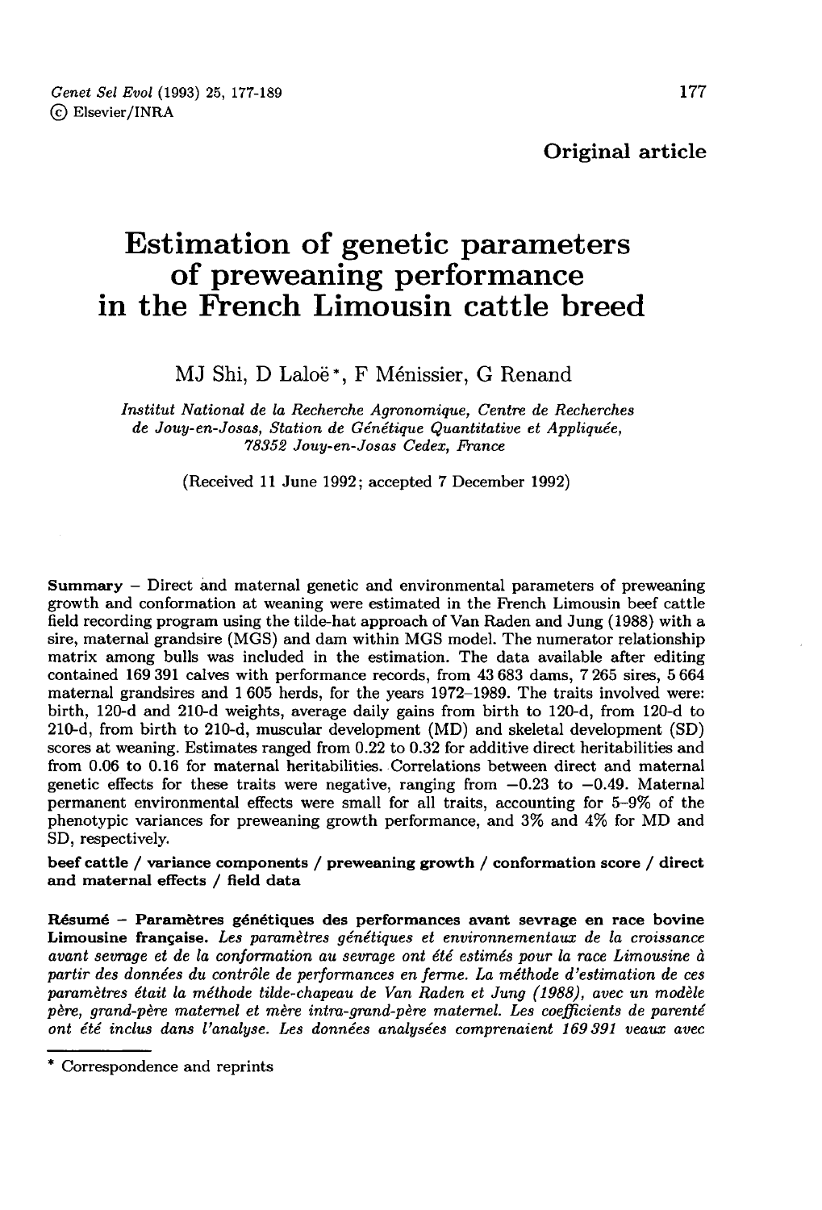Original article

# Estimation of genetic parameters of preweaning performance in the French Limousin cattle breed

MJ Shi, D Laloë *, F Ménissier, G Renand

*Institut National de la Recherche Agronomique, Centre de Recherches de Jouy-en-Josas, Station de Génétique Quantitative et Appliquée, 78352 Jouy-en-Josas Cedex, France*

(Received 11 June 1992; accepted 7 December 1992)

**Summary** – Direct and maternal genetic and environmental parameters of preweaning growth and conformation at weaning were estimated in the French Limousin beef cattle field recording program using the tilde-hat approach of Van Raden and Jung (1988) with a sire, maternal grandsire (MGS) and dam within MGS model. The numerator relationship matrix among bulls was included in the estimation. The data available after editing contained 169 391 calves with performance records, from 43 683 dams, 7 265 sires, 5 664 maternal grandsires and 1 605 herds, for the years 1972–1989. The traits involved were: birth, 120-d and 210-d weights, average daily gains from birth to 120-d, from 120-d to 210-d, from birth to 210-d, muscular development (MD) and skeletal development (SD) scores at weaning. Estimates ranged from 0.22 to 0.32 for additive direct heritabilities and from 0.06 to 0.16 for maternal heritabilities. Correlations between direct and maternal genetic effects for these traits were negative, ranging from −0.23 to −0.49. Maternal permanent environmental effects were small for all traits, accounting for 5–9% of the phenotypic variances for preweaning growth performance, and 3% and 4% for MD and SD, respectively.

**beef cattle / variance components / preweaning growth / conformation score / direct and maternal effects / field data**

**Résumé** – **Paramètres génétiques des performances avant sevrage en race bovine Limousine française.** *Les paramètres génétiques et environnementaux de la croissance avant sevrage et de la conformation au sevrage ont été estimés pour la race Limousine à partir des données du contrôle de performances en ferme. La méthode d'estimation de ces paramètres était la méthode tilde-chapeau de Van Raden et Jung (1988), avec un modèle père, grand-père maternel et mère intra-grand-père maternel. Les coefficients de parenté ont été inclus dans l'analyse. Les données analysées comprenaient 169 391 veaux avec*

\* Correspondence and reprints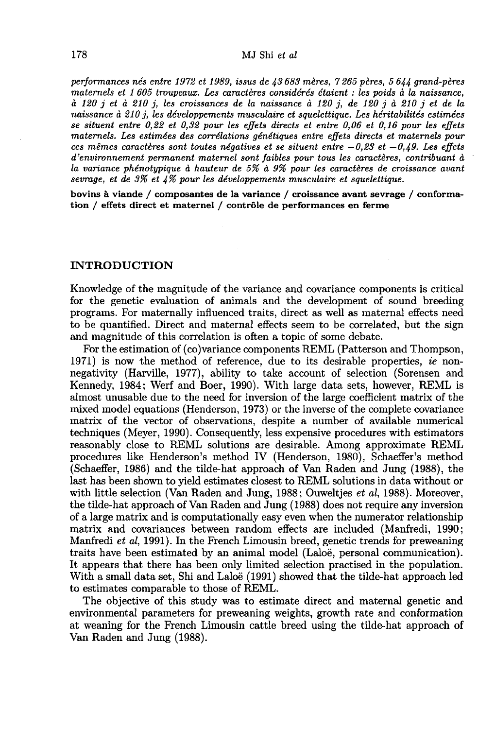*performances nés entre 1972 et 1989, issus de 43 683 mères, 7 265 pères, 5 644 grand-pères maternels et 1 605 troupeaux. Les caractères considérés étaient : les poids à la naissance, à 120 j et à 210 j, les croissances de la naissance à 120 j, de 120 j à 210 j et de la naissance à 210 j, les développements musculaire et squelettique. Les héritabilités estimées se situent entre 0,22 et 0,32 pour les effets directs et entre 0,06 et 0,16 pour les effets maternels. Les estimées des corrélations génétiques entre effets directs et maternels pour ces mêmes caractères sont toutes négatives et se situent entre −0,23 et −0,49. Les effets d'environnement permanent maternel sont faibles pour tous les caractères, contribuant à la variance phénotypique à hauteur de 5% à 9% pour les caractères de croissance avant sevrage, et de 3% et 4% pour les développements musculaire et squelettique.*

**bovins à viande / composantes de la variance / croissance avant sevrage / conformation / effets direct et maternel / contrôle de performances en ferme**

## INTRODUCTION

Knowledge of the magnitude of the variance and covariance components is critical for the genetic evaluation of animals and the development of sound breeding programs. For maternally influenced traits, direct as well as maternal effects need to be quantified. Direct and maternal effects seem to be correlated, but the sign and magnitude of this correlation is often a topic of some debate.

For the estimation of (co)variance components REML (Patterson and Thompson, 1971) is now the method of reference, due to its desirable properties, *ie* non-negativity (Harville, 1977), ability to take account of selection (Sorensen and Kennedy, 1984; Werf and Boer, 1990). With large data sets, however, REML is almost unusable due to the need for inversion of the large coefficient matrix of the mixed model equations (Henderson, 1973) or the inverse of the complete covariance matrix of the vector of observations, despite a number of available numerical techniques (Meyer, 1990). Consequently, less expensive procedures with estimators reasonably close to REML solutions are desirable. Among approximate REML procedures like Henderson's method IV (Henderson, 1980), Schaeffer's method (Schaeffer, 1986) and the tilde-hat approach of Van Raden and Jung (1988), the last has been shown to yield estimates closest to REML solutions in data without or with little selection (Van Raden and Jung, 1988; Ouweltjes *et al*, 1988). Moreover, the tilde-hat approach of Van Raden and Jung (1988) does not require any inversion of a large matrix and is computationally easy even when the numerator relationship matrix and covariances between random effects are included (Manfredi, 1990; Manfredi *et al*, 1991). In the French Limousin breed, genetic trends for preweaning traits have been estimated by an animal model (Laloë, personal communication). It appears that there has been only limited selection practised in the population. With a small data set, Shi and Laloë (1991) showed that the tilde-hat approach led to estimates comparable to those of REML.

The objective of this study was to estimate direct and maternal genetic and environmental parameters for preweaning weights, growth rate and conformation at weaning for the French Limousin cattle breed using the tilde-hat approach of Van Raden and Jung (1988).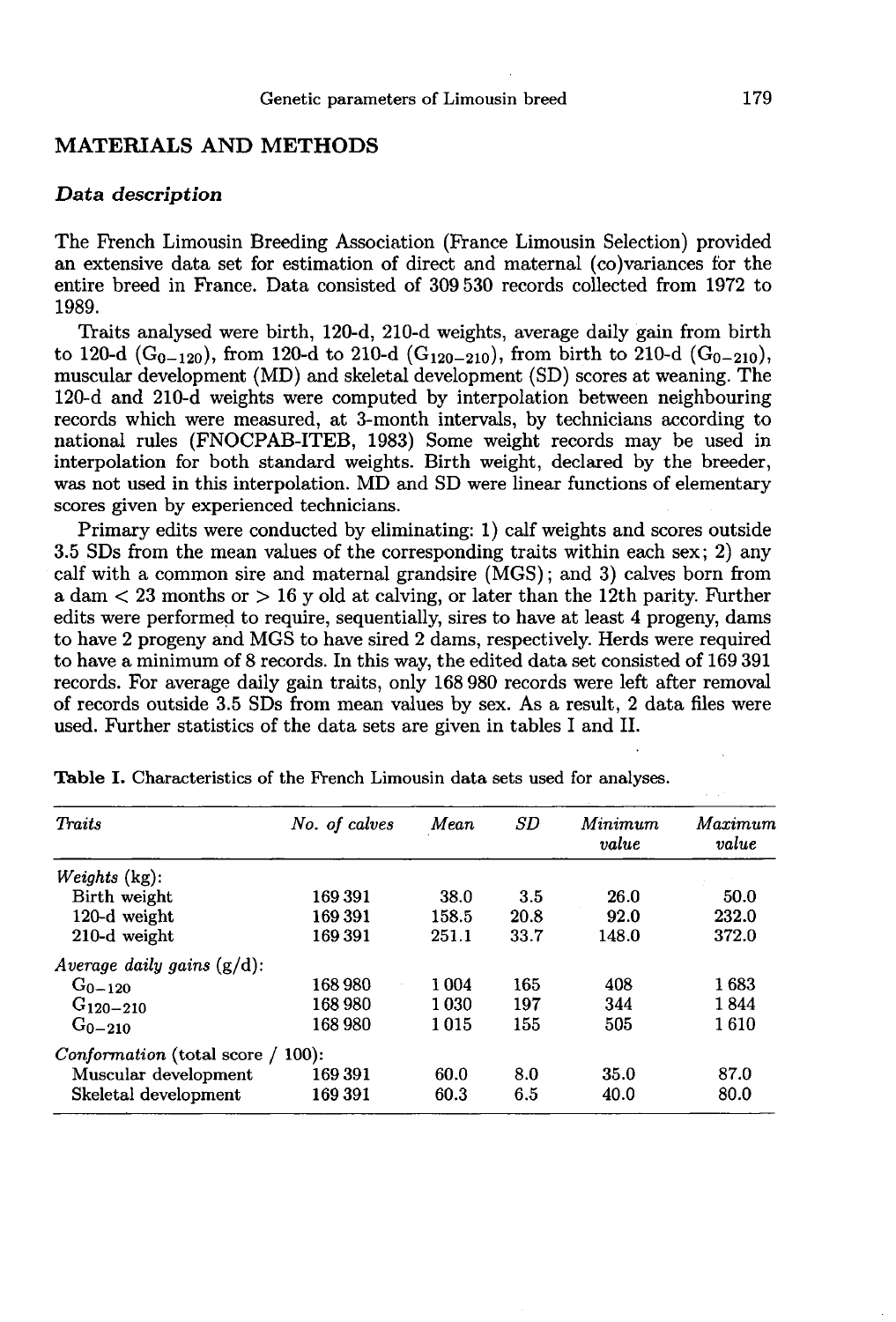## MATERIALS AND METHODS

### *Data description*

The French Limousin Breeding Association (France Limousin Selection) provided an extensive data set for estimation of direct and maternal (co)variances for the entire breed in France. Data consisted of 309 530 records collected from 1972 to 1989.

Traits analysed were birth, 120-d, 210-d weights, average daily gain from birth to 120-d ($G_{0-120}$), from 120-d to 210-d ($G_{120-210}$), from birth to 210-d ($G_{0-210}$), muscular development (MD) and skeletal development (SD) scores at weaning. The 120-d and 210-d weights were computed by interpolation between neighbouring records which were measured, at 3-month intervals, by technicians according to national rules (FNOCPAB-ITEB, 1983) Some weight records may be used in interpolation for both standard weights. Birth weight, declared by the breeder, was not used in this interpolation. MD and SD were linear functions of elementary scores given by experienced technicians.

Primary edits were conducted by eliminating: 1) calf weights and scores outside 3.5 SDs from the mean values of the corresponding traits within each sex; 2) any calf with a common sire and maternal grandsire (MGS); and 3) calves born from a dam < 23 months or > 16 y old at calving, or later than the 12th parity. Further edits were performed to require, sequentially, sires to have at least 4 progeny, dams to have 2 progeny and MGS to have sired 2 dams, respectively. Herds were required to have a minimum of 8 records. In this way, the edited data set consisted of 169 391 records. For average daily gain traits, only 168 980 records were left after removal of records outside 3.5 SDs from mean values by sex. As a result, 2 data files were used. Further statistics of the data sets are given in tables I and II.

**Table I.** Characteristics of the French Limousin data sets used for analyses.

| *Traits* | *No. of calves* | *Mean* | *SD* | *Minimum value* | *Maximum value* |
|---|---|---|---|---|---|
| *Weights* (kg): | | | | | |
| Birth weight | 169 391 | 38.0 | 3.5 | 26.0 | 50.0 |
| 120-d weight | 169 391 | 158.5 | 20.8 | 92.0 | 232.0 |
| 210-d weight | 169 391 | 251.1 | 33.7 | 148.0 | 372.0 |
| *Average daily gains* (g/d): | | | | | |
| $G_{0-120}$ | 168 980 | 1 004 | 165 | 408 | 1 683 |
| $G_{120-210}$ | 168 980 | 1 030 | 197 | 344 | 1 844 |
| $G_{0-210}$ | 168 980 | 1 015 | 155 | 505 | 1 610 |
| *Conformation* (total score / 100): | | | | | |
| Muscular development | 169 391 | 60.0 | 8.0 | 35.0 | 87.0 |
| Skeletal development | 169 391 | 60.3 | 6.5 | 40.0 | 80.0 |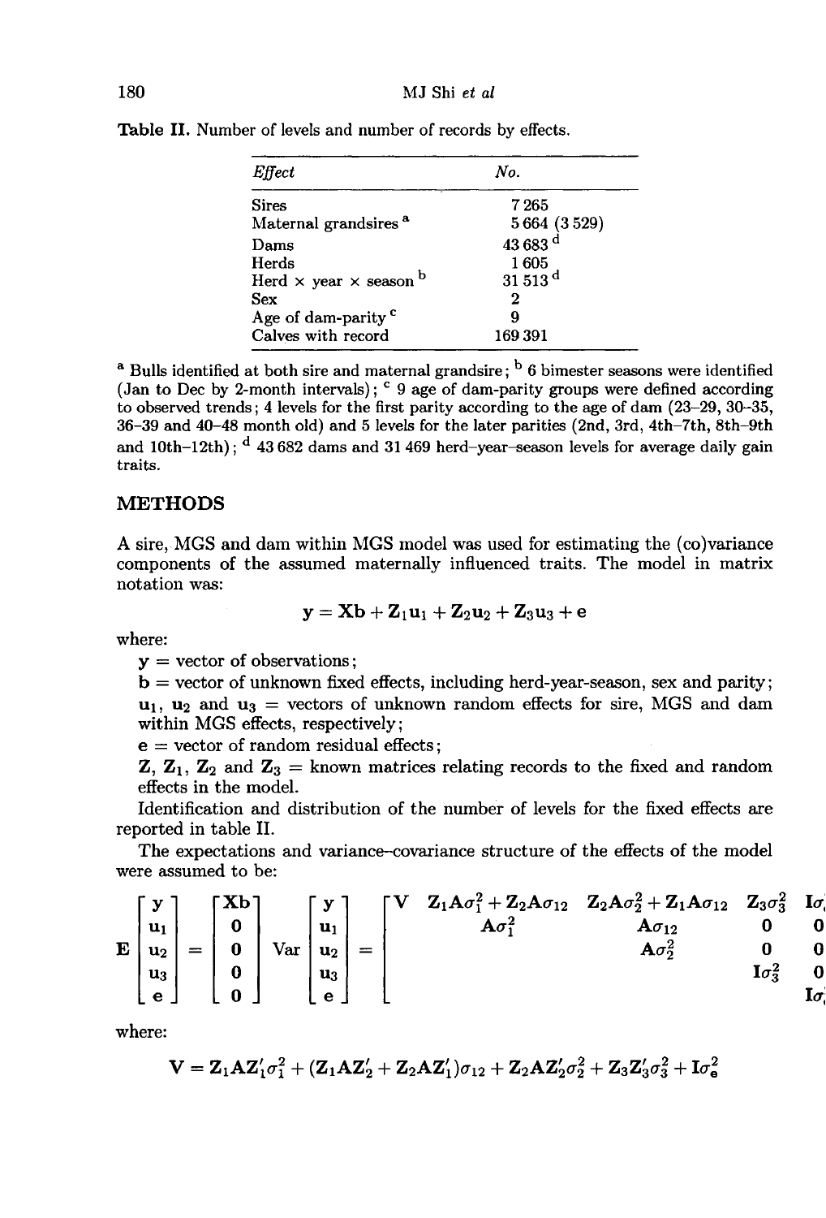Table II. Number of levels and number of records by effects.

| *Effect* | *No.* |
|---|---|
| Sires | 7 265 |
| Maternal grandsires [a] | 5 664 (3 529) |
| Dams | 43 683 [d] |
| Herds | 1 605 |
| Herd × year × season [b] | 31 513 [d] |
| Sex | 2 |
| Age of dam-parity [c] | 9 |
| Calves with record | 169 391 |

[a] Bulls identified at both sire and maternal grandsire; [b] 6 bimester seasons were identified (Jan to Dec by 2-month intervals); [c] 9 age of dam-parity groups were defined according to observed trends; 4 levels for the first parity according to the age of dam (23–29, 30–35, 36–39 and 40–48 month old) and 5 levels for the later parities (2nd, 3rd, 4th–7th, 8th–9th and 10th–12th); [d] 43 682 dams and 31 469 herd–year–season levels for average daily gain traits.

## METHODS

A sire, MGS and dam within MGS model was used for estimating the (co)variance components of the assumed maternally influenced traits. The model in matrix notation was:

$$\mathbf{y} = \mathbf{Xb} + \mathbf{Z}_1\mathbf{u}_1 + \mathbf{Z}_2\mathbf{u}_2 + \mathbf{Z}_3\mathbf{u}_3 + \mathbf{e}$$

where:

$\mathbf{y}$ = vector of observations;

$\mathbf{b}$ = vector of unknown fixed effects, including herd-year-season, sex and parity;

$\mathbf{u}_1$, $\mathbf{u}_2$ and $\mathbf{u}_3$ = vectors of unknown random effects for sire, MGS and dam within MGS effects, respectively;

$\mathbf{e}$ = vector of random residual effects;

$\mathbf{Z}$, $\mathbf{Z}_1$, $\mathbf{Z}_2$ and $\mathbf{Z}_3$ = known matrices relating records to the fixed and random effects in the model.

Identification and distribution of the number of levels for the fixed effects are reported in table II.

The expectations and variance–covariance structure of the effects of the model were assumed to be:

$$\mathrm{E}\begin{bmatrix} \mathbf{y} \\ \mathbf{u}_1 \\ \mathbf{u}_2 \\ \mathbf{u}_3 \\ \mathbf{e} \end{bmatrix} = \begin{bmatrix} \mathbf{Xb} \\ \mathbf{0} \\ \mathbf{0} \\ \mathbf{0} \\ \mathbf{0} \end{bmatrix} \quad \mathrm{Var}\begin{bmatrix} \mathbf{y} \\ \mathbf{u}_1 \\ \mathbf{u}_2 \\ \mathbf{u}_3 \\ \mathbf{e} \end{bmatrix} = \begin{bmatrix} \mathbf{V} & \mathbf{Z}_1\mathbf{A}\sigma_1^2 + \mathbf{Z}_2\mathbf{A}\sigma_{12} & \mathbf{Z}_2\mathbf{A}\sigma_2^2 + \mathbf{Z}_1\mathbf{A}\sigma_{12} & \mathbf{Z}_3\sigma_3^2 & \mathbf{I}\sigma_e^2 \\ & \mathbf{A}\sigma_1^2 & \mathbf{A}\sigma_{12} & \mathbf{0} & \mathbf{0} \\ & & \mathbf{A}\sigma_2^2 & \mathbf{0} & \mathbf{0} \\ & & & \mathbf{I}\sigma_3^2 & \mathbf{0} \\ & & & & \mathbf{I}\sigma_e^2 \end{bmatrix}$$

where:

$$\mathbf{V} = \mathbf{Z}_1\mathbf{A}\mathbf{Z}_1'\sigma_1^2 + (\mathbf{Z}_1\mathbf{A}\mathbf{Z}_2' + \mathbf{Z}_2\mathbf{A}\mathbf{Z}_1')\sigma_{12} + \mathbf{Z}_2\mathbf{A}\mathbf{Z}_2'\sigma_2^2 + \mathbf{Z}_3\mathbf{Z}_3'\sigma_3^2 + \mathbf{I}\sigma_e^2$$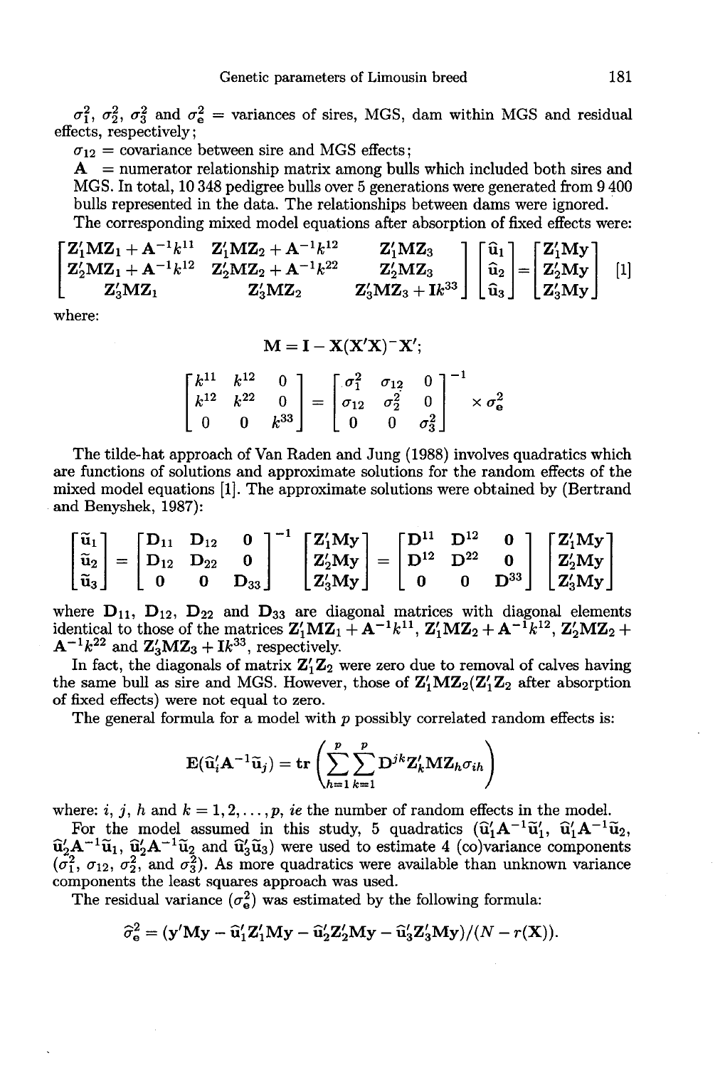$\sigma_1^2$, $\sigma_2^2$, $\sigma_3^2$ and $\sigma_e^2$ = variances of sires, MGS, dam within MGS and residual effects, respectively;

$\sigma_{12}$ = covariance between sire and MGS effects;

$\mathbf{A}$ = numerator relationship matrix among bulls which included both sires and MGS. In total, 10 348 pedigree bulls over 5 generations were generated from 9 400 bulls represented in the data. The relationships between dams were ignored.

The corresponding mixed model equations after absorption of fixed effects were:

$$\begin{bmatrix} \mathbf{Z}_1'\mathbf{M}\mathbf{Z}_1 + \mathbf{A}^{-1}k^{11} & \mathbf{Z}_1'\mathbf{M}\mathbf{Z}_2 + \mathbf{A}^{-1}k^{12} & \mathbf{Z}_1'\mathbf{M}\mathbf{Z}_3 \\ \mathbf{Z}_2'\mathbf{M}\mathbf{Z}_1 + \mathbf{A}^{-1}k^{12} & \mathbf{Z}_2'\mathbf{M}\mathbf{Z}_2 + \mathbf{A}^{-1}k^{22} & \mathbf{Z}_2'\mathbf{M}\mathbf{Z}_3 \\ \mathbf{Z}_3'\mathbf{M}\mathbf{Z}_1 & \mathbf{Z}_3'\mathbf{M}\mathbf{Z}_2 & \mathbf{Z}_3'\mathbf{M}\mathbf{Z}_3 + \mathbf{I}k^{33} \end{bmatrix} \begin{bmatrix} \hat{\mathbf{u}}_1 \\ \hat{\mathbf{u}}_2 \\ \hat{\mathbf{u}}_3 \end{bmatrix} = \begin{bmatrix} \mathbf{Z}_1'\mathbf{M}\mathbf{y} \\ \mathbf{Z}_2'\mathbf{M}\mathbf{y} \\ \mathbf{Z}_3'\mathbf{M}\mathbf{y} \end{bmatrix} \quad [1]$$

where:

$$\mathbf{M} = \mathbf{I} - \mathbf{X}(\mathbf{X}'\mathbf{X})^{-}\mathbf{X}';$$

$$\begin{bmatrix} k^{11} & k^{12} & 0 \\ k^{12} & k^{22} & 0 \\ 0 & 0 & k^{33} \end{bmatrix} = \begin{bmatrix} \sigma_1^2 & \sigma_{12} & 0 \\ \sigma_{12} & \sigma_2^2 & 0 \\ 0 & 0 & \sigma_3^2 \end{bmatrix}^{-1} \times \sigma_e^2$$

The tilde-hat approach of Van Raden and Jung (1988) involves quadratics which are functions of solutions and approximate solutions for the random effects of the mixed model equations [1]. The approximate solutions were obtained by (Bertrand and Benyshek, 1987):

$$\begin{bmatrix} \tilde{\mathbf{u}}_1 \\ \tilde{\mathbf{u}}_2 \\ \tilde{\mathbf{u}}_3 \end{bmatrix} = \begin{bmatrix} \mathbf{D}_{11} & \mathbf{D}_{12} & \mathbf{0} \\ \mathbf{D}_{12} & \mathbf{D}_{22} & \mathbf{0} \\ \mathbf{0} & \mathbf{0} & \mathbf{D}_{33} \end{bmatrix}^{-1} \begin{bmatrix} \mathbf{Z}_1'\mathbf{M}\mathbf{y} \\ \mathbf{Z}_2'\mathbf{M}\mathbf{y} \\ \mathbf{Z}_3'\mathbf{M}\mathbf{y} \end{bmatrix} = \begin{bmatrix} \mathbf{D}^{11} & \mathbf{D}^{12} & \mathbf{0} \\ \mathbf{D}^{12} & \mathbf{D}^{22} & \mathbf{0} \\ \mathbf{0} & \mathbf{0} & \mathbf{D}^{33} \end{bmatrix} \begin{bmatrix} \mathbf{Z}_1'\mathbf{M}\mathbf{y} \\ \mathbf{Z}_2'\mathbf{M}\mathbf{y} \\ \mathbf{Z}_3'\mathbf{M}\mathbf{y} \end{bmatrix}$$

where $\mathbf{D}_{11}$, $\mathbf{D}_{12}$, $\mathbf{D}_{22}$ and $\mathbf{D}_{33}$ are diagonal matrices with diagonal elements identical to those of the matrices $\mathbf{Z}_1'\mathbf{M}\mathbf{Z}_1 + \mathbf{A}^{-1}k^{11}$, $\mathbf{Z}_1'\mathbf{M}\mathbf{Z}_2 + \mathbf{A}^{-1}k^{12}$, $\mathbf{Z}_2'\mathbf{M}\mathbf{Z}_2 + \mathbf{A}^{-1}k^{22}$ and $\mathbf{Z}_3'\mathbf{M}\mathbf{Z}_3 + \mathbf{I}k^{33}$, respectively.

In fact, the diagonals of matrix $\mathbf{Z}_1'\mathbf{Z}_2$ were zero due to removal of calves having the same bull as sire and MGS. However, those of $\mathbf{Z}_1'\mathbf{M}\mathbf{Z}_2$($\mathbf{Z}_1'\mathbf{Z}_2$ after absorption of fixed effects) were not equal to zero.

The general formula for a model with $p$ possibly correlated random effects is:

$$\mathrm{E}(\hat{\mathbf{u}}_i'\mathbf{A}^{-1}\tilde{\mathbf{u}}_j) = \mathbf{tr}\left(\sum_{h=1}^{p}\sum_{k=1}^{p}\mathbf{D}^{jk}\mathbf{Z}_k'\mathbf{M}\mathbf{Z}_h\sigma_{ih}\right)$$

where: $i$, $j$, $h$ and $k = 1, 2, \ldots, p$, *ie* the number of random effects in the model.

For the model assumed in this study, 5 quadratics ($\hat{\mathbf{u}}_1'\mathbf{A}^{-1}\tilde{\mathbf{u}}_1'$, $\hat{\mathbf{u}}_1'\mathbf{A}^{-1}\tilde{\mathbf{u}}_2$, $\hat{\mathbf{u}}_2'\mathbf{A}^{-1}\tilde{\mathbf{u}}_1$, $\hat{\mathbf{u}}_2'\mathbf{A}^{-1}\tilde{\mathbf{u}}_2$ and $\hat{\mathbf{u}}_3'\tilde{\mathbf{u}}_3$) were used to estimate 4 (co)variance components ($\sigma_1^2$, $\sigma_{12}$, $\sigma_2^2$, and $\sigma_3^2$). As more quadratics were available than unknown variance components the least squares approach was used.

The residual variance ($\sigma_e^2$) was estimated by the following formula:

$$\hat{\sigma}_e^2 = (\mathbf{y}'\mathbf{M}\mathbf{y} - \hat{\mathbf{u}}_1'\mathbf{Z}_1'\mathbf{M}\mathbf{y} - \hat{\mathbf{u}}_2'\mathbf{Z}_2'\mathbf{M}\mathbf{y} - \hat{\mathbf{u}}_3'\mathbf{Z}_3'\mathbf{M}\mathbf{y})/(N - r(\mathbf{X})).$$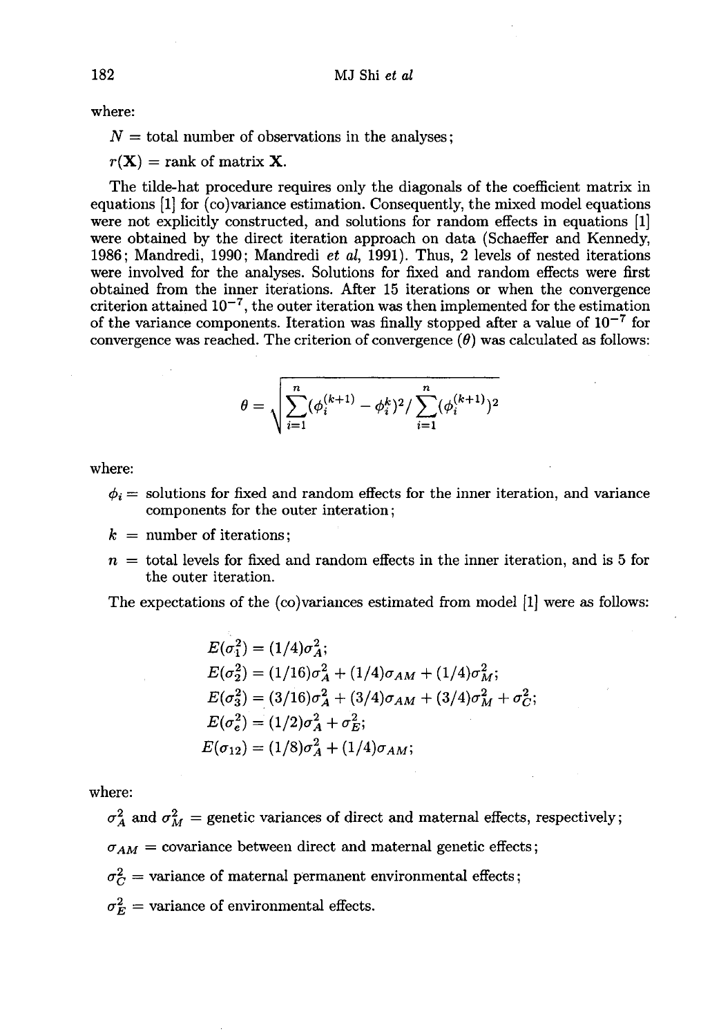where:

$N$ = total number of observations in the analyses;

$r(\mathbf{X})$ = rank of matrix $\mathbf{X}$.

The tilde-hat procedure requires only the diagonals of the coefficient matrix in equations [1] for (co)variance estimation. Consequently, the mixed model equations were not explicitly constructed, and solutions for random effects in equations [1] were obtained by the direct iteration approach on data (Schaeffer and Kennedy, 1986; Mandredi, 1990; Mandredi *et al*, 1991). Thus, 2 levels of nested iterations were involved for the analyses. Solutions for fixed and random effects were first obtained from the inner iterations. After 15 iterations or when the convergence criterion attained $10^{-7}$, the outer iteration was then implemented for the estimation of the variance components. Iteration was finally stopped after a value of $10^{-7}$ for convergence was reached. The criterion of convergence ($\theta$) was calculated as follows:

$$\theta = \sqrt{\sum_{i=1}^{n}(\phi_i^{(k+1)} - \phi_i^k)^2 / \sum_{i=1}^{n}(\phi_i^{(k+1)})^2}$$

where:

$\phi_i$ = solutions for fixed and random effects for the inner iteration, and variance components for the outer interation;

$k$ = number of iterations;

$n$ = total levels for fixed and random effects in the inner iteration, and is 5 for the outer iteration.

The expectations of the (co)variances estimated from model [1] were as follows:

$$E(\sigma_1^2) = (1/4)\sigma_A^2;$$
$$E(\sigma_2^2) = (1/16)\sigma_A^2 + (1/4)\sigma_{AM} + (1/4)\sigma_M^2;$$
$$E(\sigma_3^2) = (3/16)\sigma_A^2 + (3/4)\sigma_{AM} + (3/4)\sigma_M^2 + \sigma_C^2;$$
$$E(\sigma_e^2) = (1/2)\sigma_A^2 + \sigma_E^2;$$
$$E(\sigma_{12}) = (1/8)\sigma_A^2 + (1/4)\sigma_{AM};$$

where:

$\sigma_A^2$ and $\sigma_M^2$ = genetic variances of direct and maternal effects, respectively;

$\sigma_{AM}$ = covariance between direct and maternal genetic effects;

$\sigma_C^2$ = variance of maternal permanent environmental effects;

$\sigma_E^2$ = variance of environmental effects.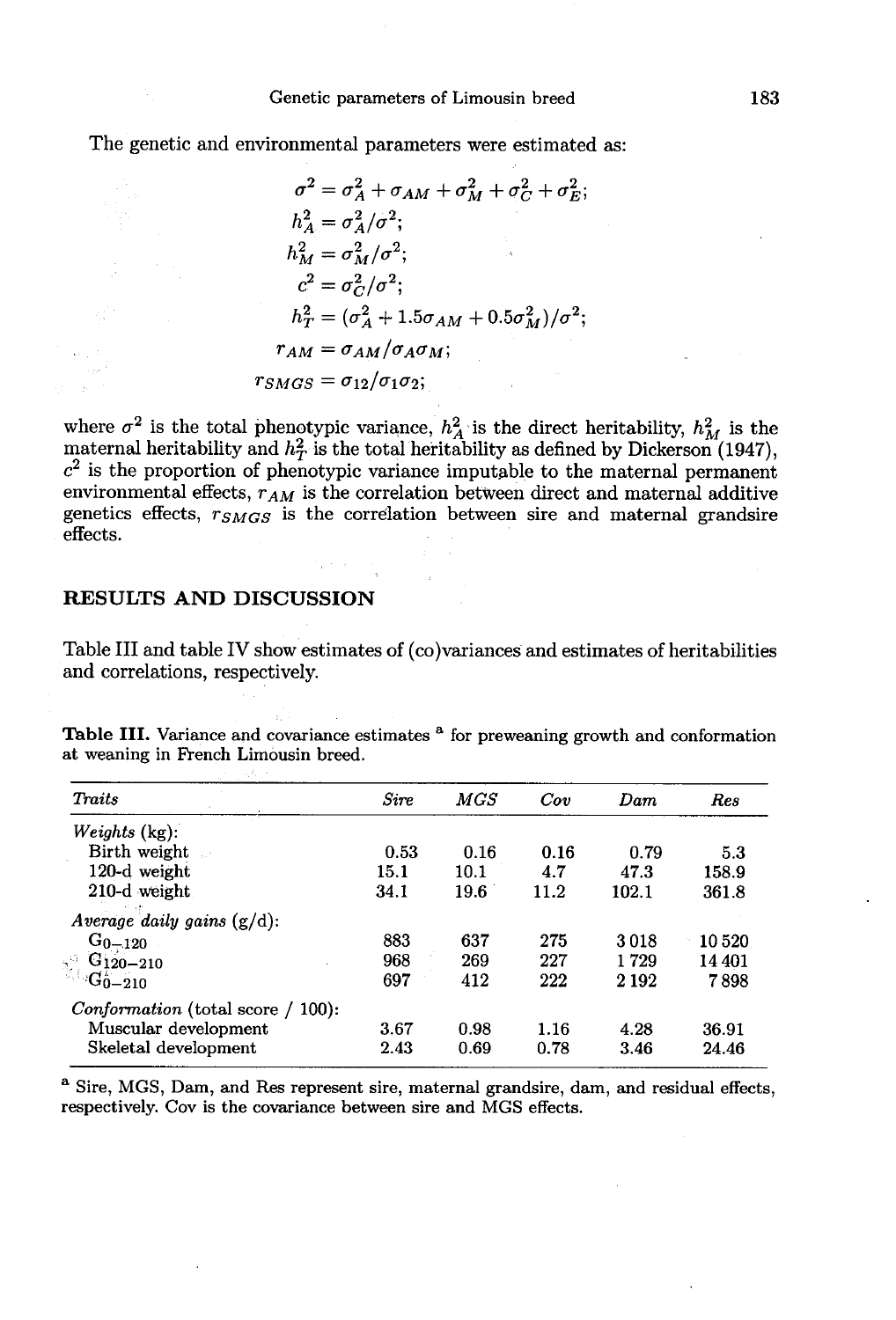The genetic and environmental parameters were estimated as:

$$\sigma^2 = \sigma_A^2 + \sigma_{AM} + \sigma_M^2 + \sigma_C^2 + \sigma_E^2;$$
$$h_A^2 = \sigma_A^2/\sigma^2;$$
$$h_M^2 = \sigma_M^2/\sigma^2;$$
$$c^2 = \sigma_C^2/\sigma^2;$$
$$h_T^2 = (\sigma_A^2 + 1.5\sigma_{AM} + 0.5\sigma_M^2)/\sigma^2;$$
$$r_{AM} = \sigma_{AM}/\sigma_A\sigma_M;$$
$$r_{SMGS} = \sigma_{12}/\sigma_1\sigma_2;$$

where $\sigma^2$ is the total phenotypic variance, $h_A^2$ is the direct heritability, $h_M^2$ is the maternal heritability and $h_T^2$ is the total heritability as defined by Dickerson (1947), $c^2$ is the proportion of phenotypic variance imputable to the maternal permanent environmental effects, $r_{AM}$ is the correlation between direct and maternal additive genetics effects, $r_{SMGS}$ is the correlation between sire and maternal grandsire effects.

## RESULTS AND DISCUSSION

Table III and table IV show estimates of (co)variances and estimates of heritabilities and correlations, respectively.

**Table III.** Variance and covariance estimates [a] for preweaning growth and conformation at weaning in French Limousin breed.

| *Traits* | *Sire* | *MGS* | *Cov* | *Dam* | *Res* |
|---|---|---|---|---|---|
| *Weights* (kg): | | | | | |
| Birth weight | 0.53 | 0.16 | 0.16 | 0.79 | 5.3 |
| 120-d weight | 15.1 | 10.1 | 4.7 | 47.3 | 158.9 |
| 210-d weight | 34.1 | 19.6 | 11.2 | 102.1 | 361.8 |
| *Average daily gains* (g/d): | | | | | |
| $G_{0-120}$ | 883 | 637 | 275 | 3 018 | 10 520 |
| $G_{120-210}$ | 968 | 269 | 227 | 1 729 | 14 401 |
| $G_{0-210}$ | 697 | 412 | 222 | 2 192 | 7 898 |
| *Conformation* (total score / 100): | | | | | |
| Muscular development | 3.67 | 0.98 | 1.16 | 4.28 | 36.91 |
| Skeletal development | 2.43 | 0.69 | 0.78 | 3.46 | 24.46 |

[a] Sire, MGS, Dam, and Res represent sire, maternal grandsire, dam, and residual effects, respectively. Cov is the covariance between sire and MGS effects.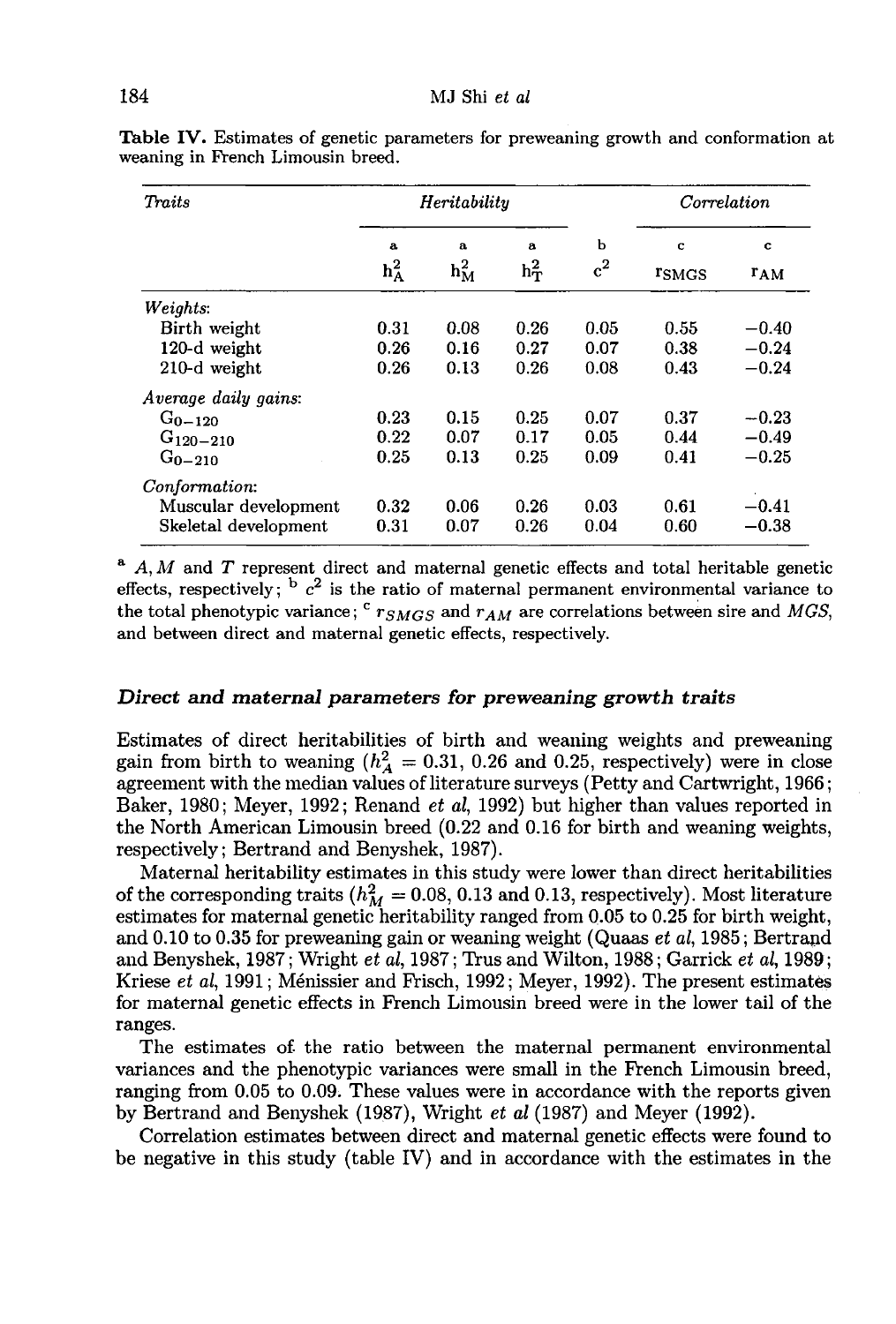**Table IV.** Estimates of genetic parameters for preweaning growth and conformation at weaning in French Limousin breed.

| *Traits* | *Heritability* | | | | *Correlation* | |
|---|---|---|---|---|---|---|
| | a | a | a | b | c | c |
| | $h^2_A$ | $h^2_M$ | $h^2_T$ | $c^2$ | $r_{SMGS}$ | $r_{AM}$ |
| *Weights*: | | | | | | |
| Birth weight | 0.31 | 0.08 | 0.26 | 0.05 | 0.55 | −0.40 |
| 120-d weight | 0.26 | 0.16 | 0.27 | 0.07 | 0.38 | −0.24 |
| 210-d weight | 0.26 | 0.13 | 0.26 | 0.08 | 0.43 | −0.24 |
| *Average daily gains*: | | | | | | |
| $G_{0-120}$ | 0.23 | 0.15 | 0.25 | 0.07 | 0.37 | −0.23 |
| $G_{120-210}$ | 0.22 | 0.07 | 0.17 | 0.05 | 0.44 | −0.49 |
| $G_{0-210}$ | 0.25 | 0.13 | 0.25 | 0.09 | 0.41 | −0.25 |
| *Conformation*: | | | | | | |
| Muscular development | 0.32 | 0.06 | 0.26 | 0.03 | 0.61 | −0.41 |
| Skeletal development | 0.31 | 0.07 | 0.26 | 0.04 | 0.60 | −0.38 |

[a] $A, M$ and $T$ represent direct and maternal genetic effects and total heritable genetic effects, respectively; [b] $c^2$ is the ratio of maternal permanent environmental variance to the total phenotypic variance; [c] $r_{SMGS}$ and $r_{AM}$ are correlations between sire and $MGS$, and between direct and maternal genetic effects, respectively.

### *Direct and maternal parameters for preweaning growth traits*

Estimates of direct heritabilities of birth and weaning weights and preweaning gain from birth to weaning ($h^2_A$ = 0.31, 0.26 and 0.25, respectively) were in close agreement with the median values of literature surveys (Petty and Cartwright, 1966; Baker, 1980; Meyer, 1992; Renand *et al*, 1992) but higher than values reported in the North American Limousin breed (0.22 and 0.16 for birth and weaning weights, respectively; Bertrand and Benyshek, 1987).

Maternal heritability estimates in this study were lower than direct heritabilities of the corresponding traits ($h^2_M$ = 0.08, 0.13 and 0.13, respectively). Most literature estimates for maternal genetic heritability ranged from 0.05 to 0.25 for birth weight, and 0.10 to 0.35 for preweaning gain or weaning weight (Quaas *et al*, 1985; Bertrand and Benyshek, 1987; Wright *et al*, 1987; Trus and Wilton, 1988; Garrick *et al*, 1989; Kriese *et al*, 1991; Ménissier and Frisch, 1992; Meyer, 1992). The present estimates for maternal genetic effects in French Limousin breed were in the lower tail of the ranges.

The estimates of the ratio between the maternal permanent environmental variances and the phenotypic variances were small in the French Limousin breed, ranging from 0.05 to 0.09. These values were in accordance with the reports given by Bertrand and Benyshek (1987), Wright *et al* (1987) and Meyer (1992).

Correlation estimates between direct and maternal genetic effects were found to be negative in this study (table IV) and in accordance with the estimates in the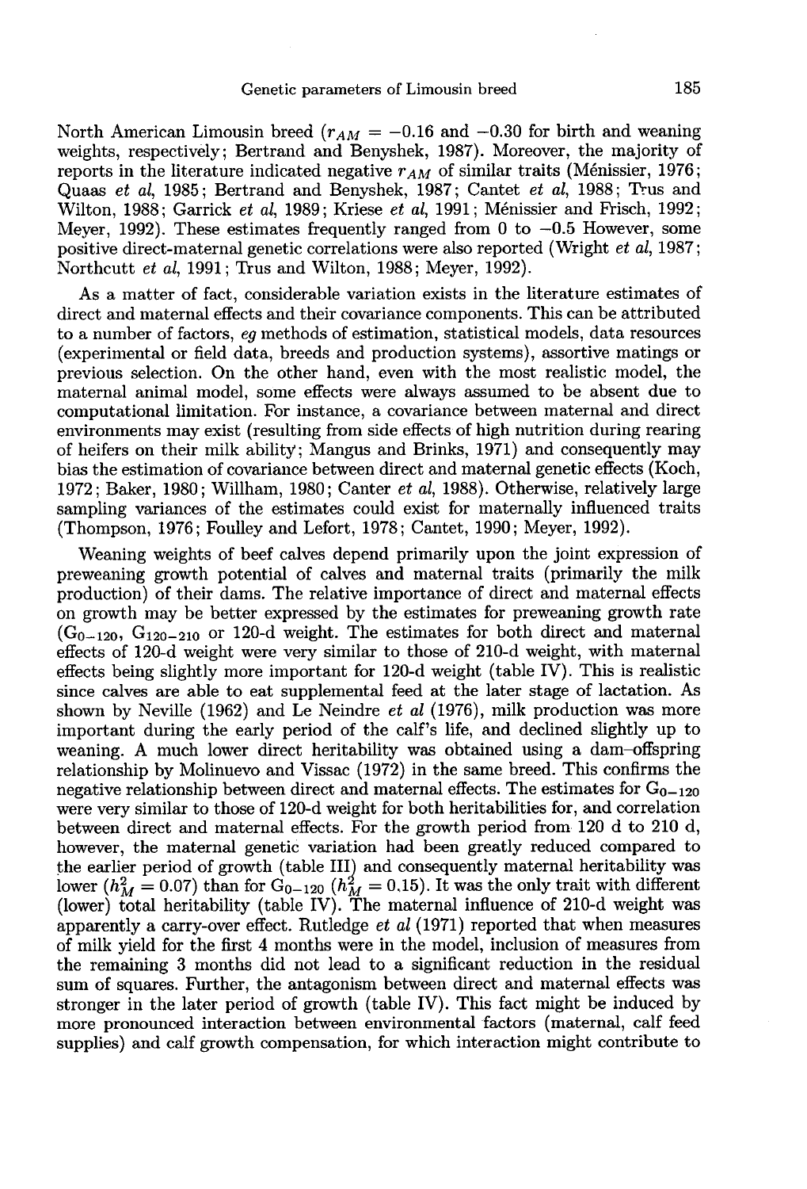North American Limousin breed ($r_{AM} = -0.16$ and $-0.30$ for birth and weaning weights, respectively; Bertrand and Benyshek, 1987). Moreover, the majority of reports in the literature indicated negative $r_{AM}$ of similar traits (Ménissier, 1976; Quaas *et al*, 1985; Bertrand and Benyshek, 1987; Cantet *et al*, 1988; Trus and Wilton, 1988; Garrick *et al*, 1989; Kriese *et al*, 1991; Ménissier and Frisch, 1992; Meyer, 1992). These estimates frequently ranged from 0 to $-0.5$ However, some positive direct-maternal genetic correlations were also reported (Wright *et al*, 1987; Northcutt *et al*, 1991; Trus and Wilton, 1988; Meyer, 1992).

As a matter of fact, considerable variation exists in the literature estimates of direct and maternal effects and their covariance components. This can be attributed to a number of factors, *eg* methods of estimation, statistical models, data resources (experimental or field data, breeds and production systems), assortive matings or previous selection. On the other hand, even with the most realistic model, the maternal animal model, some effects were always assumed to be absent due to computational limitation. For instance, a covariance between maternal and direct environments may exist (resulting from side effects of high nutrition during rearing of heifers on their milk ability; Mangus and Brinks, 1971) and consequently may bias the estimation of covariance between direct and maternal genetic effects (Koch, 1972; Baker, 1980; Willham, 1980; Canter *et al*, 1988). Otherwise, relatively large sampling variances of the estimates could exist for maternally influenced traits (Thompson, 1976; Foulley and Lefort, 1978; Cantet, 1990; Meyer, 1992).

Weaning weights of beef calves depend primarily upon the joint expression of preweaning growth potential of calves and maternal traits (primarily the milk production) of their dams. The relative importance of direct and maternal effects on growth may be better expressed by the estimates for preweaning growth rate ($G_{0-120}$, $G_{120-210}$ or 120-d weight. The estimates for both direct and maternal effects of 120-d weight were very similar to those of 210-d weight, with maternal effects being slightly more important for 120-d weight (table IV). This is realistic since calves are able to eat supplemental feed at the later stage of lactation. As shown by Neville (1962) and Le Neindre *et al* (1976), milk production was more important during the early period of the calf's life, and declined slightly up to weaning. A much lower direct heritability was obtained using a dam–offspring relationship by Molinuevo and Vissac (1972) in the same breed. This confirms the negative relationship between direct and maternal effects. The estimates for $G_{0-120}$ were very similar to those of 120-d weight for both heritabilities for, and correlation between direct and maternal effects. For the growth period from 120 d to 210 d, however, the maternal genetic variation had been greatly reduced compared to the earlier period of growth (table III) and consequently maternal heritability was lower ($h^2_M = 0.07$) than for $G_{0-120}$ ($h^2_M = 0.15$). It was the only trait with different (lower) total heritability (table IV). The maternal influence of 210-d weight was apparently a carry-over effect. Rutledge *et al* (1971) reported that when measures of milk yield for the first 4 months were in the model, inclusion of measures from the remaining 3 months did not lead to a significant reduction in the residual sum of squares. Further, the antagonism between direct and maternal effects was stronger in the later period of growth (table IV). This fact might be induced by more pronounced interaction between environmental factors (maternal, calf feed supplies) and calf growth compensation, for which interaction might contribute to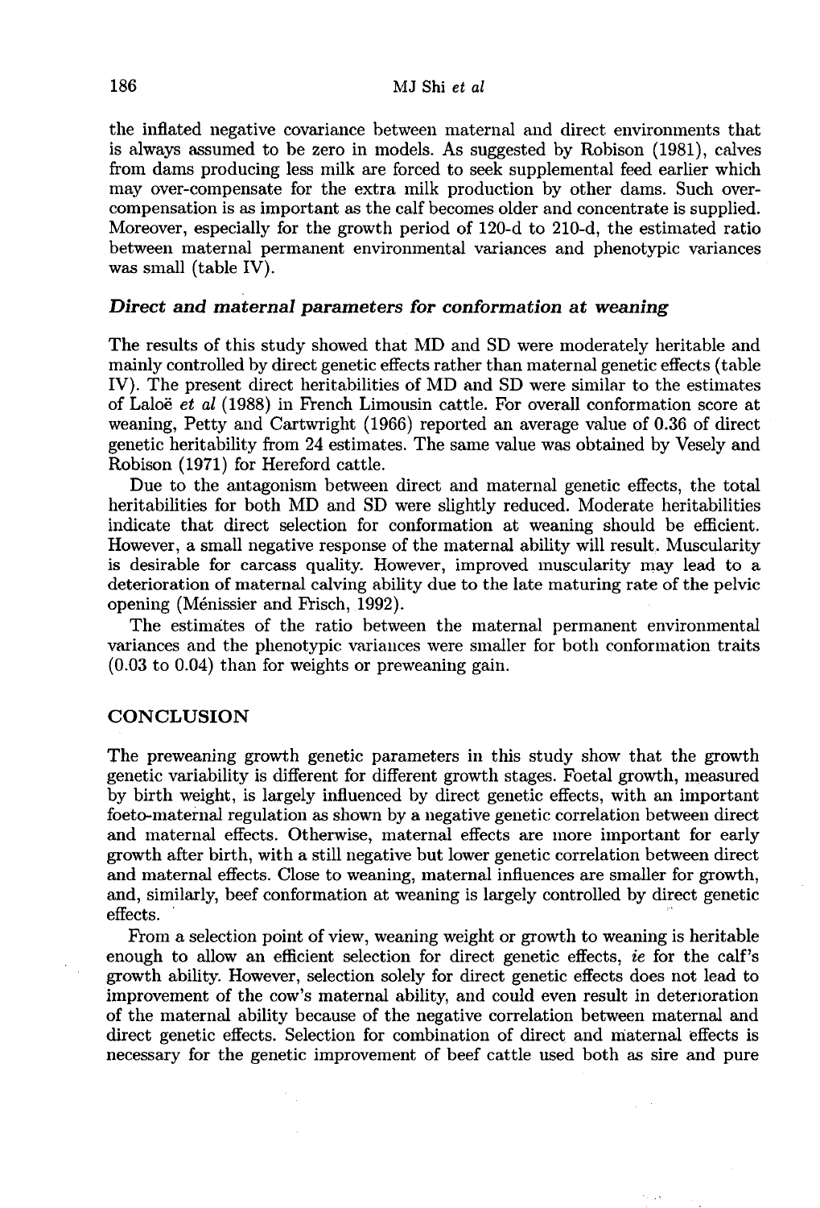the inflated negative covariance between maternal and direct environments that is always assumed to be zero in models. As suggested by Robison (1981), calves from dams producing less milk are forced to seek supplemental feed earlier which may over-compensate for the extra milk production by other dams. Such over-compensation is as important as the calf becomes older and concentrate is supplied. Moreover, especially for the growth period of 120-d to 210-d, the estimated ratio between maternal permanent environmental variances and phenotypic variances was small (table IV).

### *Direct and maternal parameters for conformation at weaning*

The results of this study showed that MD and SD were moderately heritable and mainly controlled by direct genetic effects rather than maternal genetic effects (table IV). The present direct heritabilities of MD and SD were similar to the estimates of Laloë *et al* (1988) in French Limousin cattle. For overall conformation score at weaning, Petty and Cartwright (1966) reported an average value of 0.36 of direct genetic heritability from 24 estimates. The same value was obtained by Vesely and Robison (1971) for Hereford cattle.

Due to the antagonism between direct and maternal genetic effects, the total heritabilities for both MD and SD were slightly reduced. Moderate heritabilities indicate that direct selection for conformation at weaning should be efficient. However, a small negative response of the maternal ability will result. Muscularity is desirable for carcass quality. However, improved muscularity may lead to a deterioration of maternal calving ability due to the late maturing rate of the pelvic opening (Ménissier and Frisch, 1992).

The estimates of the ratio between the maternal permanent environmental variances and the phenotypic variances were smaller for both conformation traits (0.03 to 0.04) than for weights or preweaning gain.

## CONCLUSION

The preweaning growth genetic parameters in this study show that the growth genetic variability is different for different growth stages. Foetal growth, measured by birth weight, is largely influenced by direct genetic effects, with an important foeto-maternal regulation as shown by a negative genetic correlation between direct and maternal effects. Otherwise, maternal effects are more important for early growth after birth, with a still negative but lower genetic correlation between direct and maternal effects. Close to weaning, maternal influences are smaller for growth, and, similarly, beef conformation at weaning is largely controlled by direct genetic effects.

From a selection point of view, weaning weight or growth to weaning is heritable enough to allow an efficient selection for direct genetic effects, *ie* for the calf's growth ability. However, selection solely for direct genetic effects does not lead to improvement of the cow's maternal ability, and could even result in deterioration of the maternal ability because of the negative correlation between maternal and direct genetic effects. Selection for combination of direct and maternal effects is necessary for the genetic improvement of beef cattle used both as sire and pure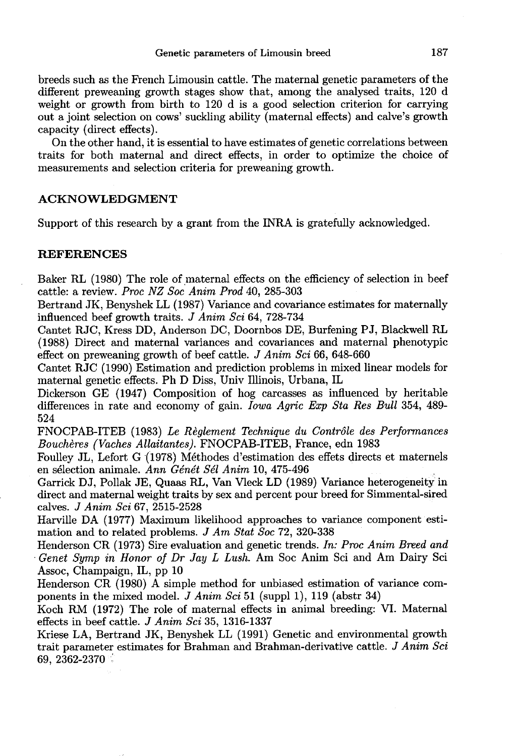breeds such as the French Limousin cattle. The maternal genetic parameters of the different preweaning growth stages show that, among the analysed traits, 120 d weight or growth from birth to 120 d is a good selection criterion for carrying out a joint selection on cows' suckling ability (maternal effects) and calve's growth capacity (direct effects).

On the other hand, it is essential to have estimates of genetic correlations between traits for both maternal and direct effects, in order to optimize the choice of measurements and selection criteria for preweaning growth.

## ACKNOWLEDGMENT

Support of this research by a grant from the INRA is gratefully acknowledged.

## REFERENCES

Baker RL (1980) The role of maternal effects on the efficiency of selection in beef cattle: a review. *Proc NZ Soc Anim Prod* 40, 285-303

Bertrand JK, Benyshek LL (1987) Variance and covariance estimates for maternally influenced beef growth traits. *J Anim Sci* 64, 728-734

Cantet RJC, Kress DD, Anderson DC, Doornbos DE, Burfening PJ, Blackwell RL (1988) Direct and maternal variances and covariances and maternal phenotypic effect on preweaning growth of beef cattle. *J Anim Sci* 66, 648-660

Cantet RJC (1990) Estimation and prediction problems in mixed linear models for maternal genetic effects. Ph D Diss, Univ Illinois, Urbana, IL

Dickerson GE (1947) Composition of hog carcasses as influenced by heritable differences in rate and economy of gain. *Iowa Agric Exp Sta Res Bull* 354, 489-524

FNOCPAB-ITEB (1983) *Le Règlement Technique du Contrôle des Performances Bouchères (Vaches Allaitantes).* FNOCPAB-ITEB, France, edn 1983

Foulley JL, Lefort G (1978) Méthodes d'estimation des effets directs et maternels en sélection animale. *Ann Génét Sél Anim* 10, 475-496

Garrick DJ, Pollak JE, Quaas RL, Van Vleck LD (1989) Variance heterogeneity in direct and maternal weight traits by sex and percent pour breed for Simmental-sired calves. *J Anim Sci* 67, 2515-2528

Harville DA (1977) Maximum likelihood approaches to variance component estimation and to related problems. *J Am Stat Soc* 72, 320-338

Henderson CR (1973) Sire evaluation and genetic trends. *In: Proc Anim Breed and Genet Symp in Honor of Dr Jay L Lush.* Am Soc Anim Sci and Am Dairy Sci Assoc, Champaign, IL, pp 10

Henderson CR (1980) A simple method for unbiased estimation of variance components in the mixed model. *J Anim Sci* 51 (suppl 1), 119 (abstr 34)

Koch RM (1972) The role of maternal effects in animal breeding: VI. Maternal effects in beef cattle. *J Anim Sci* 35, 1316-1337

Kriese LA, Bertrand JK, Benyshek LL (1991) Genetic and environmental growth trait parameter estimates for Brahman and Brahman-derivative cattle. *J Anim Sci* 69, 2362-2370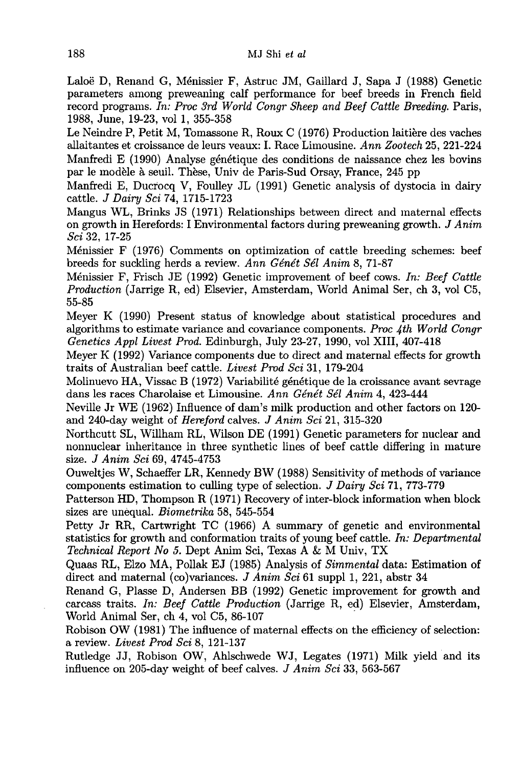Laloë D, Renand G, Ménissier F, Astruc JM, Gaillard J, Sapa J (1988) Genetic parameters among preweaning calf performance for beef breeds in French field record programs. *In: Proc 3rd World Congr Sheep and Beef Cattle Breeding*. Paris, 1988, June, 19-23, vol 1, 355-358

Le Neindre P, Petit M, Tomassone R, Roux C (1976) Production laitière des vaches allaitantes et croissance de leurs veaux: I. Race Limousine. *Ann Zootech* 25, 221-224

Manfredi E (1990) Analyse génétique des conditions de naissance chez les bovins par le modèle à seuil. Thèse, Univ de Paris-Sud Orsay, France, 245 pp

Manfredi E, Ducrocq V, Foulley JL (1991) Genetic analysis of dystocia in dairy cattle. *J Dairy Sci* 74, 1715-1723

Mangus WL, Brinks JS (1971) Relationships between direct and maternal effects on growth in Herefords: I Environmental factors during preweaning growth. *J Anim Sci* 32, 17-25

Ménissier F (1976) Comments on optimization of cattle breeding schemes: beef breeds for suckling herds a review. *Ann Génét Sél Anim* 8, 71-87

Ménissier F, Frisch JE (1992) Genetic improvement of beef cows. *In: Beef Cattle Production* (Jarrige R, ed) Elsevier, Amsterdam, World Animal Ser, ch 3, vol C5, 55-85

Meyer K (1990) Present status of knowledge about statistical procedures and algorithms to estimate variance and covariance components. *Proc 4th World Congr Genetics Appl Livest Prod.* Edinburgh, July 23-27, 1990, vol XIII, 407-418

Meyer K (1992) Variance components due to direct and maternal effects for growth traits of Australian beef cattle. *Livest Prod Sci* 31, 179-204

Molinuevo HA, Vissac B (1972) Variabilité génétique de la croissance avant sevrage dans les races Charolaise et Limousine. *Ann Génét Sél Anim* 4, 423-444

Neville Jr WE (1962) Influence of dam's milk production and other factors on 120- and 240-day weight of *Hereford* calves. *J Anim Sci* 21, 315-320

Northcutt SL, Willham RL, Wilson DE (1991) Genetic parameters for nuclear and nonnuclear inheritance in three synthetic lines of beef cattle differing in mature size. *J Anim Sci* 69, 4745-4753

Ouweltjes W, Schaeffer LR, Kennedy BW (1988) Sensitivity of methods of variance components estimation to culling type of selection. *J Dairy Sci* 71, 773-779

Patterson HD, Thompson R (1971) Recovery of inter-block information when block sizes are unequal. *Biometrika* 58, 545-554

Petty Jr RR, Cartwright TC (1966) A summary of genetic and environmental statistics for growth and conformation traits of young beef cattle. *In: Departmental Technical Report No 5.* Dept Anim Sci, Texas A & M Univ, TX

Quaas RL, Elzo MA, Pollak EJ (1985) Analysis of *Simmental* data: Estimation of direct and maternal (co)variances. *J Anim Sci* 61 suppl 1, 221, abstr 34

Renand G, Plasse D, Andersen BB (1992) Genetic improvement for growth and carcass traits. *In: Beef Cattle Production* (Jarrige R, ed) Elsevier, Amsterdam, World Animal Ser, ch 4, vol C5, 86-107

Robison OW (1981) The influence of maternal effects on the efficiency of selection: a review. *Livest Prod Sci* 8, 121-137

Rutledge JJ, Robison OW, Ahlschwede WJ, Legates (1971) Milk yield and its influence on 205-day weight of beef calves. *J Anim Sci* 33, 563-567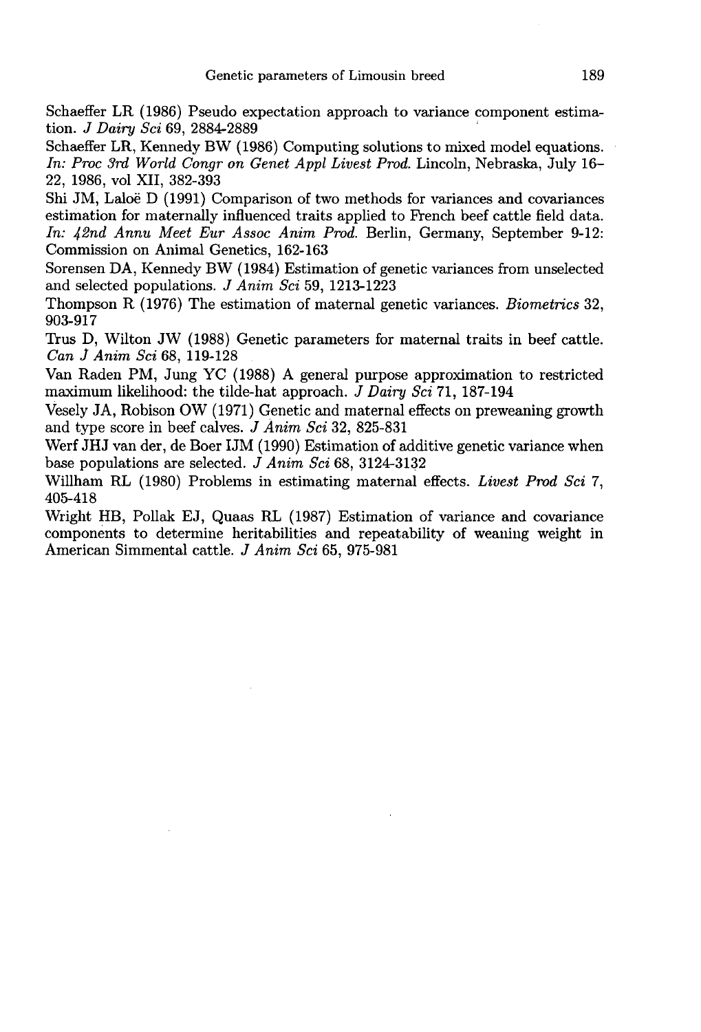Schaeffer LR (1986) Pseudo expectation approach to variance component estimation. *J Dairy Sci* 69, 2884-2889

Schaeffer LR, Kennedy BW (1986) Computing solutions to mixed model equations. *In: Proc 3rd World Congr on Genet Appl Livest Prod.* Lincoln, Nebraska, July 16–22, 1986, vol XII, 382-393

Shi JM, Laloë D (1991) Comparison of two methods for variances and covariances estimation for maternally influenced traits applied to French beef cattle field data. *In: 42nd Annu Meet Eur Assoc Anim Prod.* Berlin, Germany, September 9-12: Commission on Animal Genetics, 162-163

Sorensen DA, Kennedy BW (1984) Estimation of genetic variances from unselected and selected populations. *J Anim Sci* 59, 1213-1223

Thompson R (1976) The estimation of maternal genetic variances. *Biometrics* 32, 903-917

Trus D, Wilton JW (1988) Genetic parameters for maternal traits in beef cattle. *Can J Anim Sci* 68, 119-128

Van Raden PM, Jung YC (1988) A general purpose approximation to restricted maximum likelihood: the tilde-hat approach. *J Dairy Sci* 71, 187-194

Vesely JA, Robison OW (1971) Genetic and maternal effects on preweaning growth and type score in beef calves. *J Anim Sci* 32, 825-831

Werf JHJ van der, de Boer IJM (1990) Estimation of additive genetic variance when base populations are selected. *J Anim Sci* 68, 3124-3132

Willham RL (1980) Problems in estimating maternal effects. *Livest Prod Sci* 7, 405-418

Wright HB, Pollak EJ, Quaas RL (1987) Estimation of variance and covariance components to determine heritabilities and repeatability of weaning weight in American Simmental cattle. *J Anim Sci* 65, 975-981